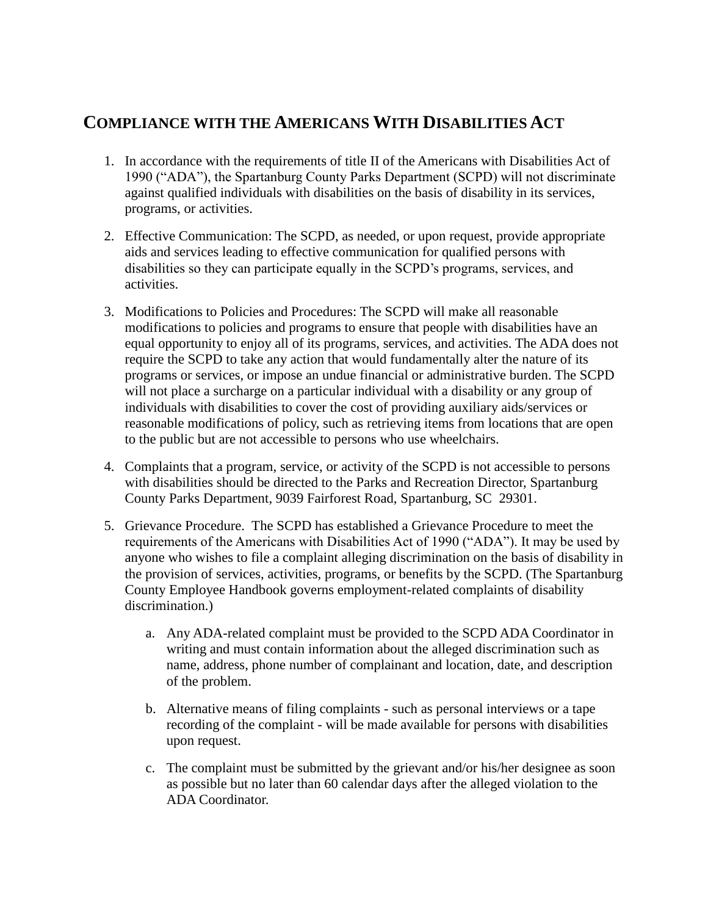## COMPLIANCE WITH THE AMERICANS WITH DISABILITIES ACT

1. In accordance with the requirements of title II of the Americans with Disabilities Act of 1990 ("ADA"), the Spartanburg County Parks Department (SCPD) will not discriminate against qualified individuals with disabilities on the basis of disability in its services, programs, or activities.

2. Effective Communication: The SCPD, as needed, or upon request, provide appropriate aids and services leading to effective communication for qualified persons with disabilities so they can participate equally in the SCPD's programs, services, and activities.

3. Modifications to Policies and Procedures: The SCPD will make all reasonable modifications to policies and programs to ensure that people with disabilities have an equal opportunity to enjoy all of its programs, services, and activities. The ADA does not require the SCPD to take any action that would fundamentally alter the nature of its programs or services, or impose an undue financial or administrative burden. The SCPD will not place a surcharge on a particular individual with a disability or any group of individuals with disabilities to cover the cost of providing auxiliary aids/services or reasonable modifications of policy, such as retrieving items from locations that are open to the public but are not accessible to persons who use wheelchairs.

4. Complaints that a program, service, or activity of the SCPD is not accessible to persons with disabilities should be directed to the Parks and Recreation Director, Spartanburg County Parks Department, 9039 Fairforest Road, Spartanburg, SC 29301.

5. Grievance Procedure. The SCPD has established a Grievance Procedure to meet the requirements of the Americans with Disabilities Act of 1990 ("ADA"). It may be used by anyone who wishes to file a complaint alleging discrimination on the basis of disability in the provision of services, activities, programs, or benefits by the SCPD. (The Spartanburg County Employee Handbook governs employment-related complaints of disability discrimination.)

   a. Any ADA-related complaint must be provided to the SCPD ADA Coordinator in writing and must contain information about the alleged discrimination such as name, address, phone number of complainant and location, date, and description of the problem.

   b. Alternative means of filing complaints - such as personal interviews or a tape recording of the complaint - will be made available for persons with disabilities upon request.

   c. The complaint must be submitted by the grievant and/or his/her designee as soon as possible but no later than 60 calendar days after the alleged violation to the ADA Coordinator.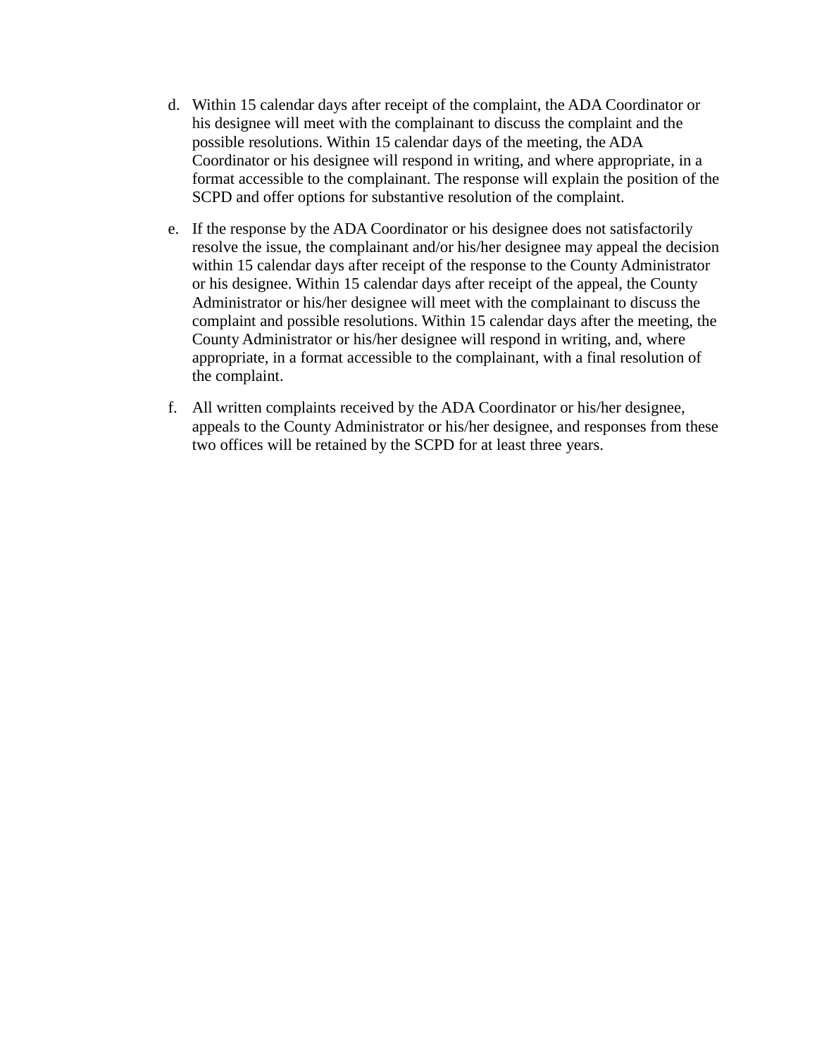d. Within 15 calendar days after receipt of the complaint, the ADA Coordinator or his designee will meet with the complainant to discuss the complaint and the possible resolutions. Within 15 calendar days of the meeting, the ADA Coordinator or his designee will respond in writing, and where appropriate, in a format accessible to the complainant. The response will explain the position of the SCPD and offer options for substantive resolution of the complaint.

e. If the response by the ADA Coordinator or his designee does not satisfactorily resolve the issue, the complainant and/or his/her designee may appeal the decision within 15 calendar days after receipt of the response to the County Administrator or his designee. Within 15 calendar days after receipt of the appeal, the County Administrator or his/her designee will meet with the complainant to discuss the complaint and possible resolutions. Within 15 calendar days after the meeting, the County Administrator or his/her designee will respond in writing, and, where appropriate, in a format accessible to the complainant, with a final resolution of the complaint.

f. All written complaints received by the ADA Coordinator or his/her designee, appeals to the County Administrator or his/her designee, and responses from these two offices will be retained by the SCPD for at least three years.